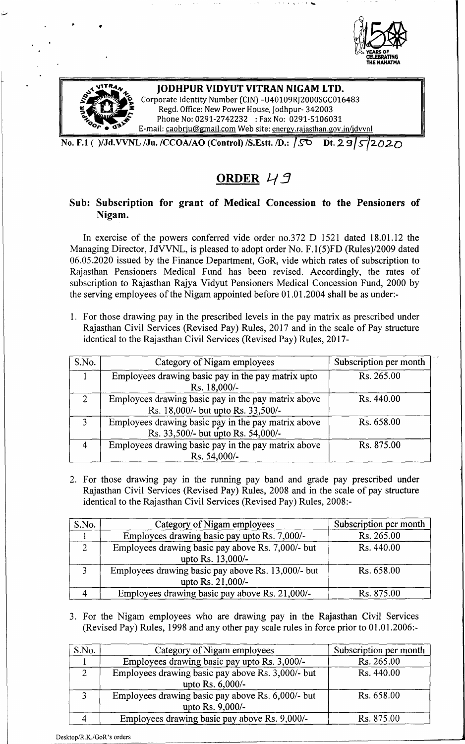# JODHPUR VIDYUT VITRAN NIGAM LTD.

Corporate Identity Number (CIN) -U40109RJ2000SGC016483
Regd. Office: New Power House, Jodhpur- 342003
Phone No: 0291-2742232 : Fax No: 0291-5106031
E-mail: caobrju@gmail.com Web site: energy.rajasthan.gov.in/jdvvnl

No. F.1 ( )/Jd.VVNL /Ju. /CCOA/AO (Control) /S.Estt. /D.: 150 Dt. 29/5/2020

## ORDER 49

### Sub: Subscription for grant of Medical Concession to the Pensioners of Nigam.

In exercise of the powers conferred vide order no.372 D 1521 dated 18.01.12 the Managing Director, JdVVNL, is pleased to adopt order No. F.1(5)FD (Rules)/2009 dated 06.05.2020 issued by the Finance Department, GoR, vide which rates of subscription to Rajasthan Pensioners Medical Fund has been revised. Accordingly, the rates of subscription to Rajasthan Rajya Vidyut Pensioners Medical Concession Fund, 2000 by the serving employees of the Nigam appointed before 01.01.2004 shall be as under:-

1. For those drawing pay in the prescribed levels in the pay matrix as prescribed under Rajasthan Civil Services (Revised Pay) Rules, 2017 and in the scale of Pay structure identical to the Rajasthan Civil Services (Revised Pay) Rules, 2017-

| S.No. | Category of Nigam employees | Subscription per month |
|---|---|---|
| 1 | Employees drawing basic pay in the pay matrix upto Rs. 18,000/- | Rs. 265.00 |
| 2 | Employees drawing basic pay in the pay matrix above Rs. 18,000/- but upto Rs. 33,500/- | Rs. 440.00 |
| 3 | Employees drawing basic pay in the pay matrix above Rs. 33,500/- but upto Rs. 54,000/- | Rs. 658.00 |
| 4 | Employees drawing basic pay in the pay matrix above Rs. 54,000/- | Rs. 875.00 |

2. For those drawing pay in the running pay band and grade pay prescribed under Rajasthan Civil Services (Revised Pay) Rules, 2008 and in the scale of pay structure identical to the Rajasthan Civil Services (Revised Pay) Rules, 2008:-

| S.No. | Category of Nigam employees | Subscription per month |
|---|---|---|
| 1 | Employees drawing basic pay upto Rs. 7,000/- | Rs. 265.00 |
| 2 | Employees drawing basic pay above Rs. 7,000/- but upto Rs. 13,000/- | Rs. 440.00 |
| 3 | Employees drawing basic pay above Rs. 13,000/- but upto Rs. 21,000/- | Rs. 658.00 |
| 4 | Employees drawing basic pay above Rs. 21,000/- | Rs. 875.00 |

3. For the Nigam employees who are drawing pay in the Rajasthan Civil Services (Revised Pay) Rules, 1998 and any other pay scale rules in force prior to 01.01.2006:-

| S.No. | Category of Nigam employees | Subscription per month |
|---|---|---|
| 1 | Employees drawing basic pay upto Rs. 3,000/- | Rs. 265.00 |
| 2 | Employees drawing basic pay above Rs. 3,000/- but upto Rs. 6,000/- | Rs. 440.00 |
| 3 | Employees drawing basic pay above Rs. 6,000/- but upto Rs. 9,000/- | Rs. 658.00 |
| 4 | Employees drawing basic pay above Rs. 9,000/- | Rs. 875.00 |

Desktop/R.K./GoR's orders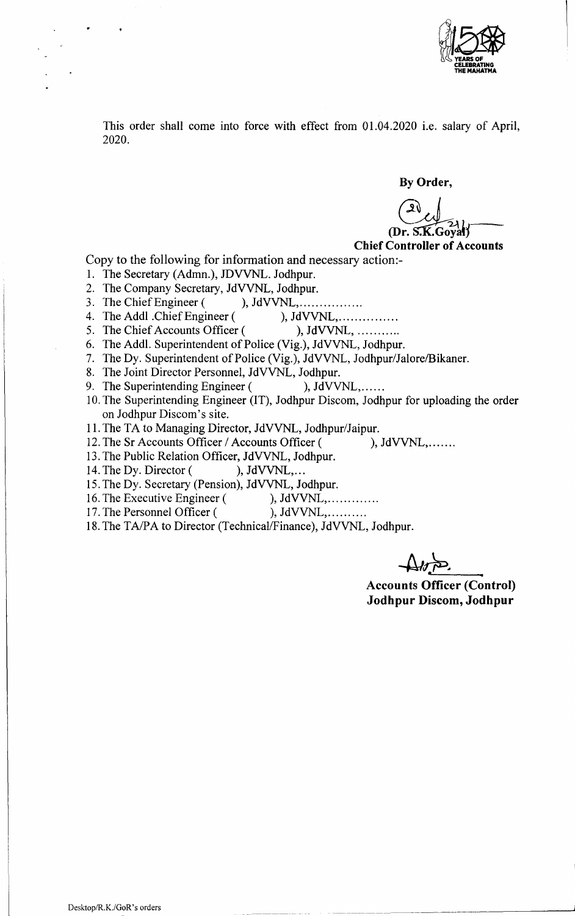This order shall come into force with effect from 01.04.2020 i.e. salary of April, 2020.

**By Order,**

**(Dr. S.K.Goyal)**
**Chief Controller of Accounts**

Copy to the following for information and necessary action:-

1. The Secretary (Admn.), JDVVNL. Jodhpur.
2. The Company Secretary, JdVVNL, Jodhpur.
3. The Chief Engineer (         ), JdVVNL,................
4. The Addl .Chief Engineer (         ), JdVVNL,...............
5. The Chief Accounts Officer (         ), JdVVNL, ...........
6. The Addl. Superintendent of Police (Vig.), JdVVNL, Jodhpur.
7. The Dy. Superintendent of Police (Vig.), JdVVNL, Jodhpur/Jalore/Bikaner.
8. The Joint Director Personnel, JdVVNL, Jodhpur.
9. The Superintending Engineer (         ), JdVVNL,......
10. The Superintending Engineer (IT), Jodhpur Discom, Jodhpur for uploading the order on Jodhpur Discom's site.
11. The TA to Managing Director, JdVVNL, Jodhpur/Jaipur.
12. The Sr Accounts Officer / Accounts Officer (         ), JdVVNL,.......
13. The Public Relation Officer, JdVVNL, Jodhpur.
14. The Dy. Director (         ), JdVVNL,...
15. The Dy. Secretary (Pension), JdVVNL, Jodhpur.
16. The Executive Engineer (         ), JdVVNL,.............
17. The Personnel Officer (         ), JdVVNL,..........
18. The TA/PA to Director (Technical/Finance), JdVVNL, Jodhpur.

**Accounts Officer (Control)**
**Jodhpur Discom, Jodhpur**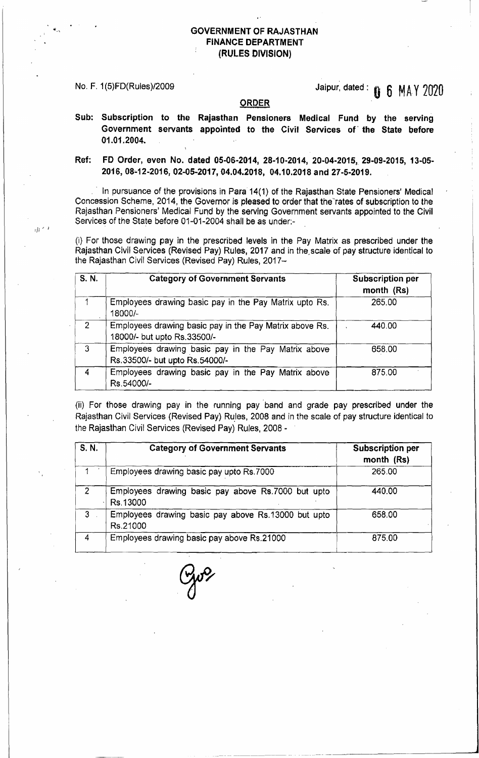**GOVERNMENT OF RAJASTHAN**
**FINANCE DEPARTMENT**
**(RULES DIVISION)**

No. F. 1(5)FD(Rules)/2009

Jaipur, dated : 06 MAY 2020

**ORDER**

**Sub: Subscription to the Rajasthan Pensioners Medical Fund by the serving Government servants appointed to the Civil Services of the State before 01.01.2004.**

**Ref: FD Order, even No. dated 05-06-2014, 28-10-2014, 20-04-2015, 29-09-2015, 13-05-2016, 08-12-2016, 02-05-2017, 04.04.2018, 04.10.2018 and 27-5-2019.**

In pursuance of the provisions in Para 14(1) of the Rajasthan State Pensioners' Medical Concession Scheme, 2014, the Governor is pleased to order that the rates of subscription to the Rajasthan Pensioners' Medical Fund by the serving Government servants appointed to the Civil Services of the State before 01-01-2004 shall be as under:-

(i) For those drawing pay in the prescribed levels in the Pay Matrix as prescribed under the Rajasthan Civil Services (Revised Pay) Rules, 2017 and in the scale of pay structure identical to the Rajasthan Civil Services (Revised Pay) Rules, 2017–

| S. N. | Category of Government Servants | Subscription per month (Rs) |
|---|---|---|
| 1 | Employees drawing basic pay in the Pay Matrix upto Rs. 18000/- | 265.00 |
| 2 | Employees drawing basic pay in the Pay Matrix above Rs. 18000/- but upto Rs.33500/- | 440.00 |
| 3 | Employees drawing basic pay in the Pay Matrix above Rs.33500/- but upto Rs.54000/- | 658.00 |
| 4 | Employees drawing basic pay in the Pay Matrix above Rs.54000/- | 875.00 |

(ii) For those drawing pay in the running pay band and grade pay prescribed under the Rajasthan Civil Services (Revised Pay) Rules, 2008 and in the scale of pay structure identical to the Rajasthan Civil Services (Revised Pay) Rules, 2008 -

| S. N. | Category of Government Servants | Subscription per month (Rs) |
|---|---|---|
| 1 | Employees drawing basic pay upto Rs.7000 | 265.00 |
| 2 | Employees drawing basic pay above Rs.7000 but upto Rs.13000 | 440.00 |
| 3 | Employees drawing basic pay above Rs.13000 but upto Rs.21000 | 658.00 |
| 4 | Employees drawing basic pay above Rs.21000 | 875.00 |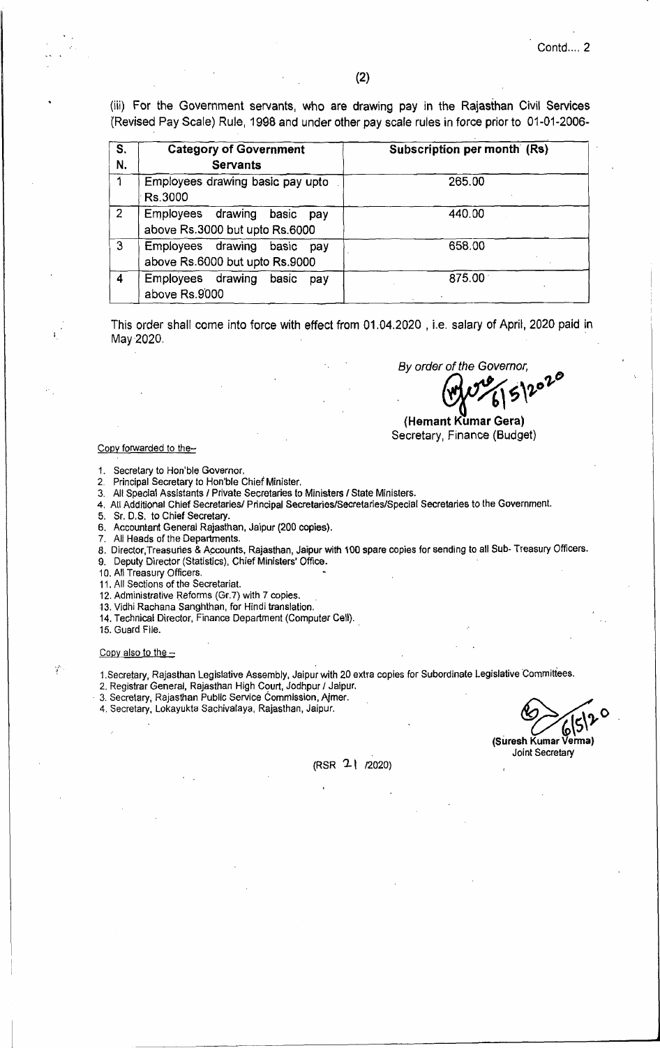(iii) For the Government servants, who are drawing pay in the Rajasthan Civil Services (Revised Pay Scale) Rule, 1998 and under other pay scale rules in force prior to 01-01-2006-

| S. N. | Category of Government Servants | Subscription per month (Rs) |
|---|---|---|
| 1 | Employees drawing basic pay upto Rs.3000 | 265.00 |
| 2 | Employees drawing basic pay above Rs.3000 but upto Rs.6000 | 440.00 |
| 3 | Employees drawing basic pay above Rs.6000 but upto Rs.9000 | 658.00 |
| 4 | Employees drawing basic pay above Rs.9000 | 875.00 |

This order shall come into force with effect from 01.04.2020 , i.e. salary of April, 2020 paid in May 2020.

*By order of the Governor,*

6/5/2020

**(Hemant Kumar Gera)**
Secretary, Finance (Budget)

Copy forwarded to the–

1. Secretary to Hon'ble Governor.
2. Principal Secretary to Hon'ble Chief Minister.
3. All Special Assistants / Private Secretaries to Ministers / State Ministers.
4. All Additional Chief Secretaries/ Principal Secretaries/Secretaries/Special Secretaries to the Government.
5. Sr. D.S. to Chief Secretary.
6. Accountant General Rajasthan, Jaipur (200 copies).
7. All Heads of the Departments.
8. Director,Treasuries & Accounts, Rajasthan, Jaipur with 100 spare copies for sending to all Sub- Treasury Officers.
9. Deputy Director (Statistics), Chief Ministers' Office.
10. All Treasury Officers.
11. All Sections of the Secretariat.
12. Administrative Reforms (Gr.7) with 7 copies.
13. Vidhi Rachana Sanghthan, for Hindi translation.
14. Technical Director, Finance Department (Computer Cell).
15. Guard File.

Copy also to the –

1. Secretary, Rajasthan Legislative Assembly, Jaipur with 20 extra copies for Subordinate Legislative Committees.
2. Registrar General, Rajasthan High Court, Jodhpur / Jaipur.
3. Secretary, Rajasthan Public Service Commission, Ajmer.
4. Secretary, Lokayukta Sachivalaya, Rajasthan, Jaipur.

6/5/20

**(Suresh Kumar Verma)**
Joint Secretary

(RSR 21 /2020)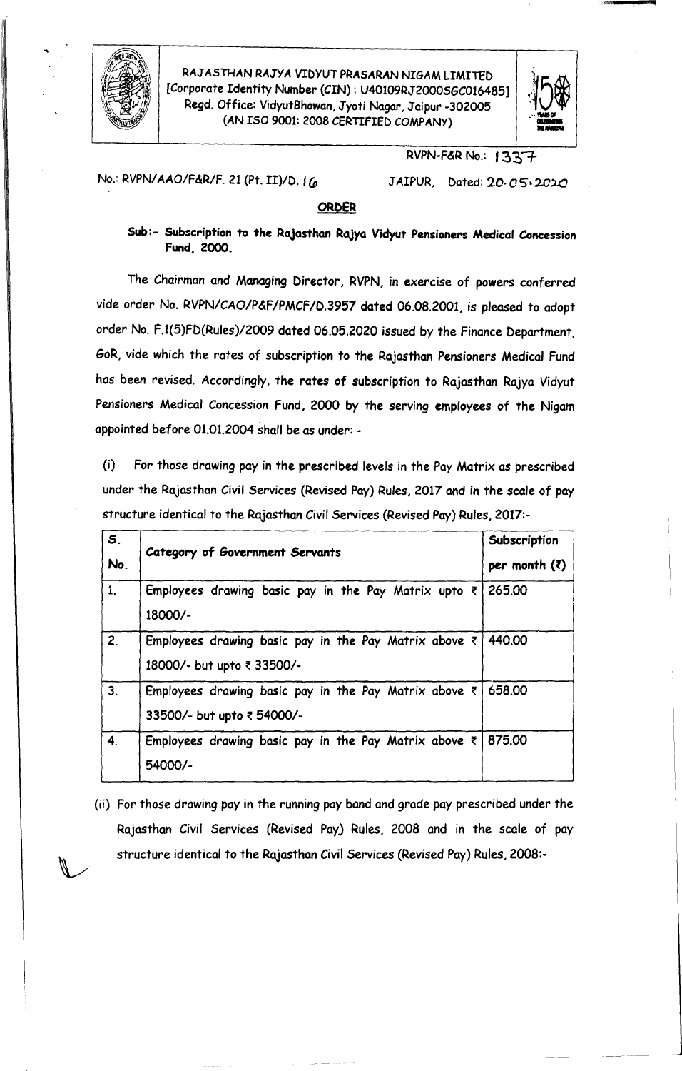RAJASTHAN RAJYA VIDYUT PRASARAN NIGAM LIMITED
[Corporate Identity Number (CIN) : U40109RJ2000SGC016485]
Regd. Office: VidyutBhawan, Jyoti Nagar, Jaipur -302005
(AN ISO 9001: 2008 CERTIFIED COMPANY)

RVPN-F&R No.: 1337

No.: RVPN/AAO/F&R/F. 21 (Pt. II)/D. 16 JAIPUR, Dated: 20.05.2020

**ORDER**

**Sub:- Subscription to the Rajasthan Rajya Vidyut Pensioners Medical Concession Fund, 2000.**

The Chairman and Managing Director, RVPN, in exercise of powers conferred vide order No. RVPN/CAO/P&F/PMCF/D.3957 dated 06.08.2001, is pleased to adopt order No. F.1(5)FD(Rules)/2009 dated 06.05.2020 issued by the Finance Department, GoR, vide which the rates of subscription to the Rajasthan Pensioners Medical Fund has been revised. Accordingly, the rates of subscription to Rajasthan Rajya Vidyut Pensioners Medical Concession Fund, 2000 by the serving employees of the Nigam appointed before 01.01.2004 shall be as under: -

(i) For those drawing pay in the prescribed levels in the Pay Matrix as prescribed under the Rajasthan Civil Services (Revised Pay) Rules, 2017 and in the scale of pay structure identical to the Rajasthan Civil Services (Revised Pay) Rules, 2017:-

| S. No. | Category of Government Servants | Subscription per month (₹) |
|---|---|---|
| 1. | Employees drawing basic pay in the Pay Matrix upto ₹ 18000/- | 265.00 |
| 2. | Employees drawing basic pay in the Pay Matrix above ₹ 18000/- but upto ₹ 33500/- | 440.00 |
| 3. | Employees drawing basic pay in the Pay Matrix above ₹ 33500/- but upto ₹ 54000/- | 658.00 |
| 4. | Employees drawing basic pay in the Pay Matrix above ₹ 54000/- | 875.00 |

(ii) For those drawing pay in the running pay band and grade pay prescribed under the Rajasthan Civil Services (Revised Pay) Rules, 2008 and in the scale of pay structure identical to the Rajasthan Civil Services (Revised Pay) Rules, 2008:-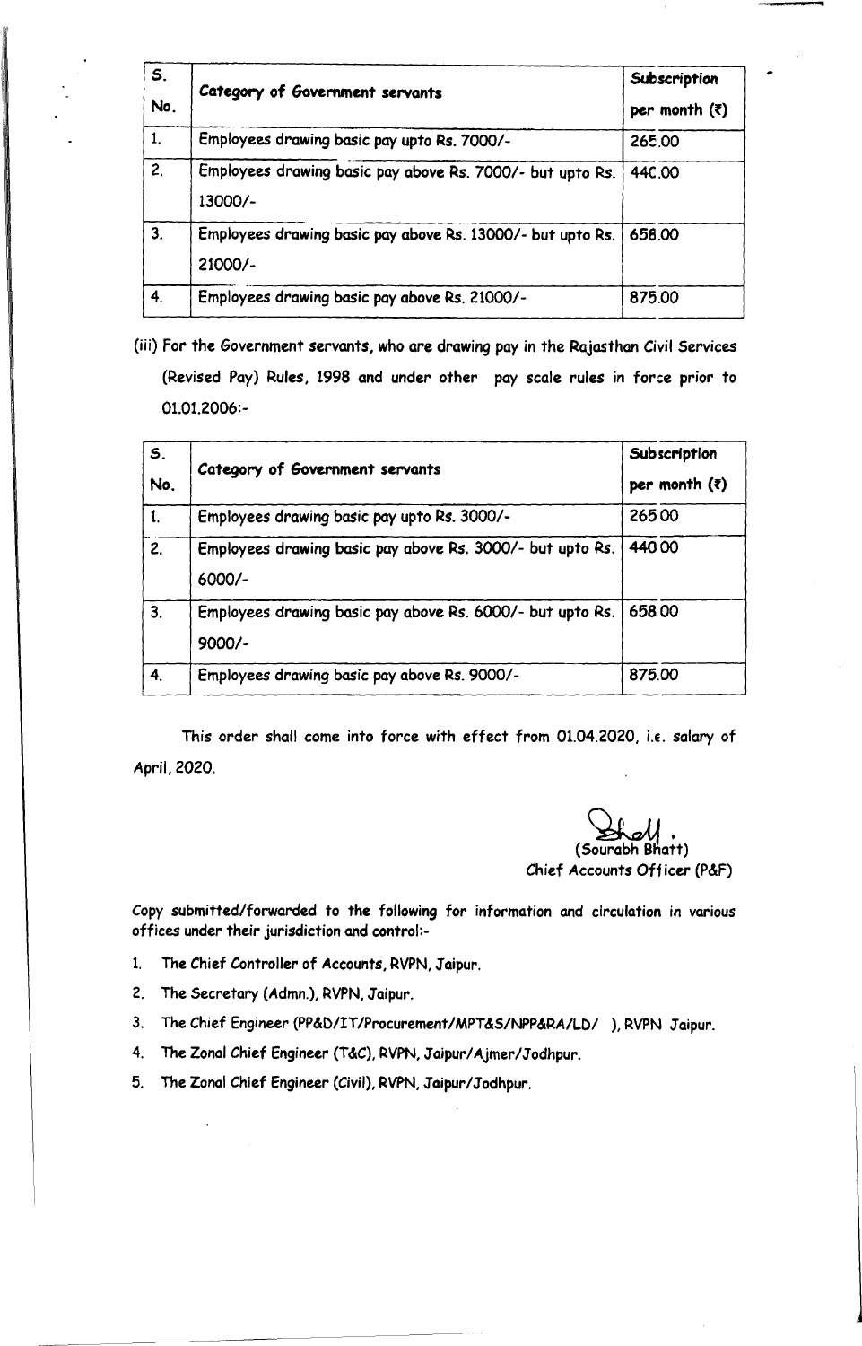| S. No. | Category of Government servants | Subscription per month (₹) |
|---|---|---|
| 1. | Employees drawing basic pay upto Rs. 7000/- | 265.00 |
| 2. | Employees drawing basic pay above Rs. 7000/- but upto Rs. 13000/- | 440.00 |
| 3. | Employees drawing basic pay above Rs. 13000/- but upto Rs. 21000/- | 658.00 |
| 4. | Employees drawing basic pay above Rs. 21000/- | 875.00 |

(iii) For the Government servants, who are drawing pay in the Rajasthan Civil Services (Revised Pay) Rules, 1998 and under other pay scale rules in force prior to 01.01.2006:-

| S. No. | Category of Government servants | Subscription per month (₹) |
|---|---|---|
| 1. | Employees drawing basic pay upto Rs. 3000/- | 265.00 |
| 2. | Employees drawing basic pay above Rs. 3000/- but upto Rs. 6000/- | 440.00 |
| 3. | Employees drawing basic pay above Rs. 6000/- but upto Rs. 9000/- | 658.00 |
| 4. | Employees drawing basic pay above Rs. 9000/- | 875.00 |

This order shall come into force with effect from 01.04.2020, i.e. salary of April, 2020.

(Sourabh Bhatt)
Chief Accounts Officer (P&F)

Copy submitted/forwarded to the following for information and circulation in various offices under their jurisdiction and control:-

1. The Chief Controller of Accounts, RVPN, Jaipur.
2. The Secretary (Admn.), RVPN, Jaipur.
3. The Chief Engineer (PP&D/IT/Procurement/MPT&S/NPP&RA/LD/ ), RVPN Jaipur.
4. The Zonal Chief Engineer (T&C), RVPN, Jaipur/Ajmer/Jodhpur.
5. The Zonal Chief Engineer (Civil), RVPN, Jaipur/Jodhpur.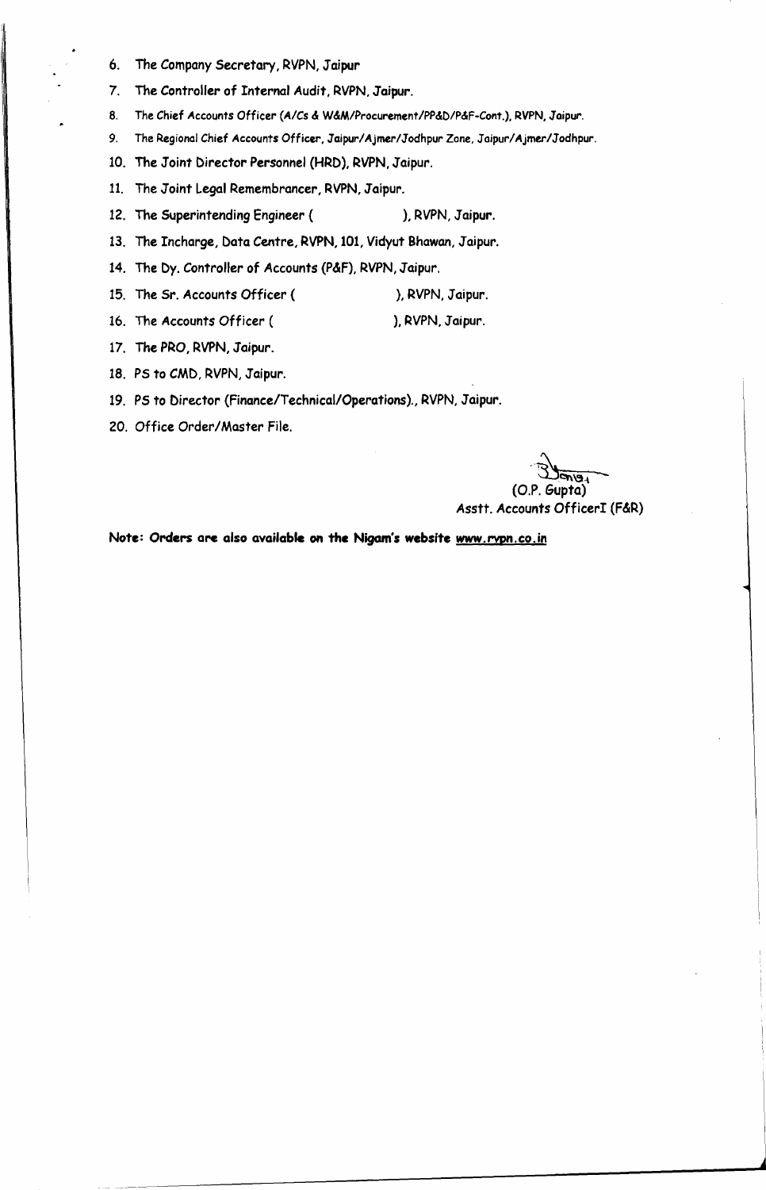6. The Company Secretary, RVPN, Jaipur
7. The Controller of Internal Audit, RVPN, Jaipur.
8. The Chief Accounts Officer (A/Cs & W&M/Procurement/PP&D/P&F-Cont.), RVPN, Jaipur.
9. The Regional Chief Accounts Officer, Jaipur/Ajmer/Jodhpur Zone, Jaipur/Ajmer/Jodhpur.
10. The Joint Director Personnel (HRD), RVPN, Jaipur.
11. The Joint Legal Remembrancer, RVPN, Jaipur.
12. The Superintending Engineer ( ), RVPN, Jaipur.
13. The Incharge, Data Centre, RVPN, 101, Vidyut Bhawan, Jaipur.
14. The Dy. Controller of Accounts (P&F), RVPN, Jaipur.
15. The Sr. Accounts Officer ( ), RVPN, Jaipur.
16. The Accounts Officer ( ), RVPN, Jaipur.
17. The PRO, RVPN, Jaipur.
18. PS to CMD, RVPN, Jaipur.
19. PS to Director (Finance/Technical/Operations)., RVPN, Jaipur.
20. Office Order/Master File.

(O.P. Gupta)
Asstt. Accounts OfficerI (F&R)

**Note: Orders are also available on the Nigam's website www.rvpn.co.in**